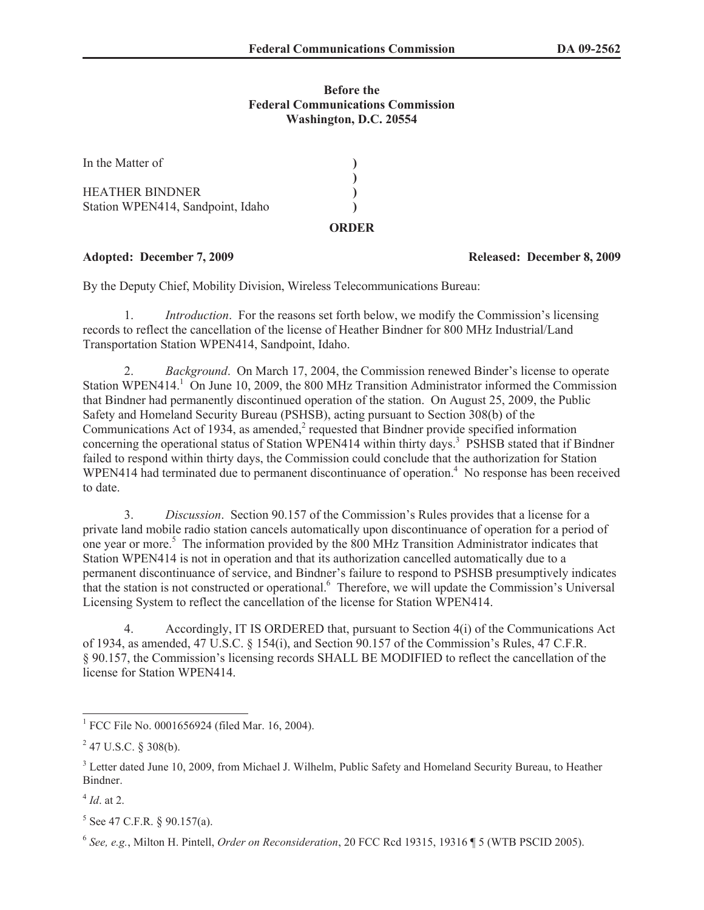**Before the**
**Federal Communications Commission**
**Washington, D.C. 20554**

In the Matter of )
)
HEATHER BINDNER )
Station WPEN414, Sandpoint, Idaho )

**ORDER**

**Adopted: December 7, 2009** **Released: December 8, 2009**

By the Deputy Chief, Mobility Division, Wireless Telecommunications Bureau:

1. *Introduction*. For the reasons set forth below, we modify the Commission's licensing records to reflect the cancellation of the license of Heather Bindner for 800 MHz Industrial/Land Transportation Station WPEN414, Sandpoint, Idaho.

2. *Background*. On March 17, 2004, the Commission renewed Binder's license to operate Station WPEN414.[1] On June 10, 2009, the 800 MHz Transition Administrator informed the Commission that Bindner had permanently discontinued operation of the station. On August 25, 2009, the Public Safety and Homeland Security Bureau (PSHSB), acting pursuant to Section 308(b) of the Communications Act of 1934, as amended,[2] requested that Bindner provide specified information concerning the operational status of Station WPEN414 within thirty days.[3] PSHSB stated that if Bindner failed to respond within thirty days, the Commission could conclude that the authorization for Station WPEN414 had terminated due to permanent discontinuance of operation.[4] No response has been received to date.

3. *Discussion*. Section 90.157 of the Commission's Rules provides that a license for a private land mobile radio station cancels automatically upon discontinuance of operation for a period of one year or more.[5] The information provided by the 800 MHz Transition Administrator indicates that Station WPEN414 is not in operation and that its authorization cancelled automatically due to a permanent discontinuance of service, and Bindner's failure to respond to PSHSB presumptively indicates that the station is not constructed or operational.[6] Therefore, we will update the Commission's Universal Licensing System to reflect the cancellation of the license for Station WPEN414.

4. Accordingly, IT IS ORDERED that, pursuant to Section 4(i) of the Communications Act of 1934, as amended, 47 U.S.C. § 154(i), and Section 90.157 of the Commission's Rules, 47 C.F.R. § 90.157, the Commission's licensing records SHALL BE MODIFIED to reflect the cancellation of the license for Station WPEN414.

---

[1] FCC File No. 0001656924 (filed Mar. 16, 2004).

[2] 47 U.S.C. § 308(b).

[3] Letter dated June 10, 2009, from Michael J. Wilhelm, Public Safety and Homeland Security Bureau, to Heather Bindner.

[4] *Id*. at 2.

[5] See 47 C.F.R. § 90.157(a).

[6] *See, e.g.*, Milton H. Pintell, *Order on Reconsideration*, 20 FCC Rcd 19315, 19316 ¶ 5 (WTB PSCID 2005).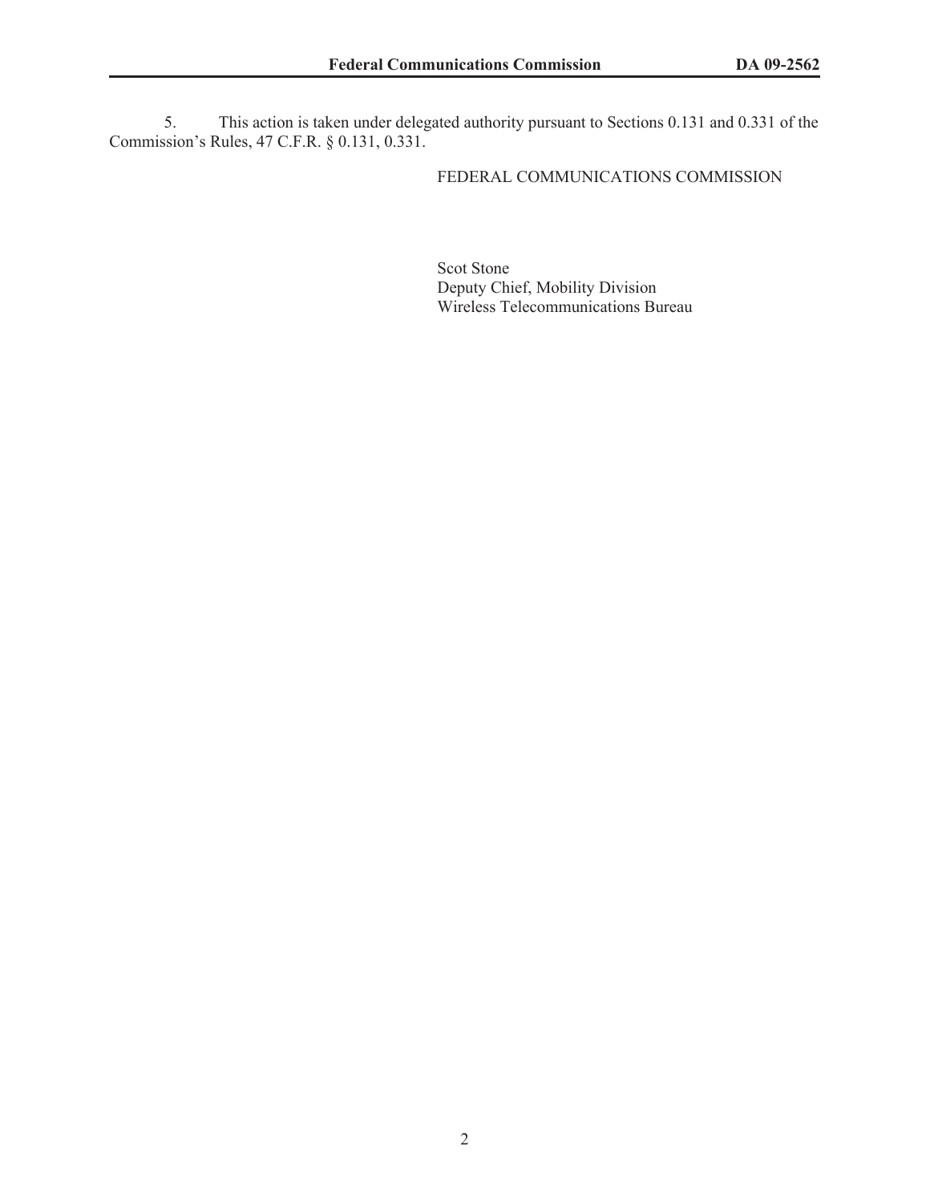5. This action is taken under delegated authority pursuant to Sections 0.131 and 0.331 of the Commission's Rules, 47 C.F.R. § 0.131, 0.331.

FEDERAL COMMUNICATIONS COMMISSION

Scot Stone
Deputy Chief, Mobility Division
Wireless Telecommunications Bureau